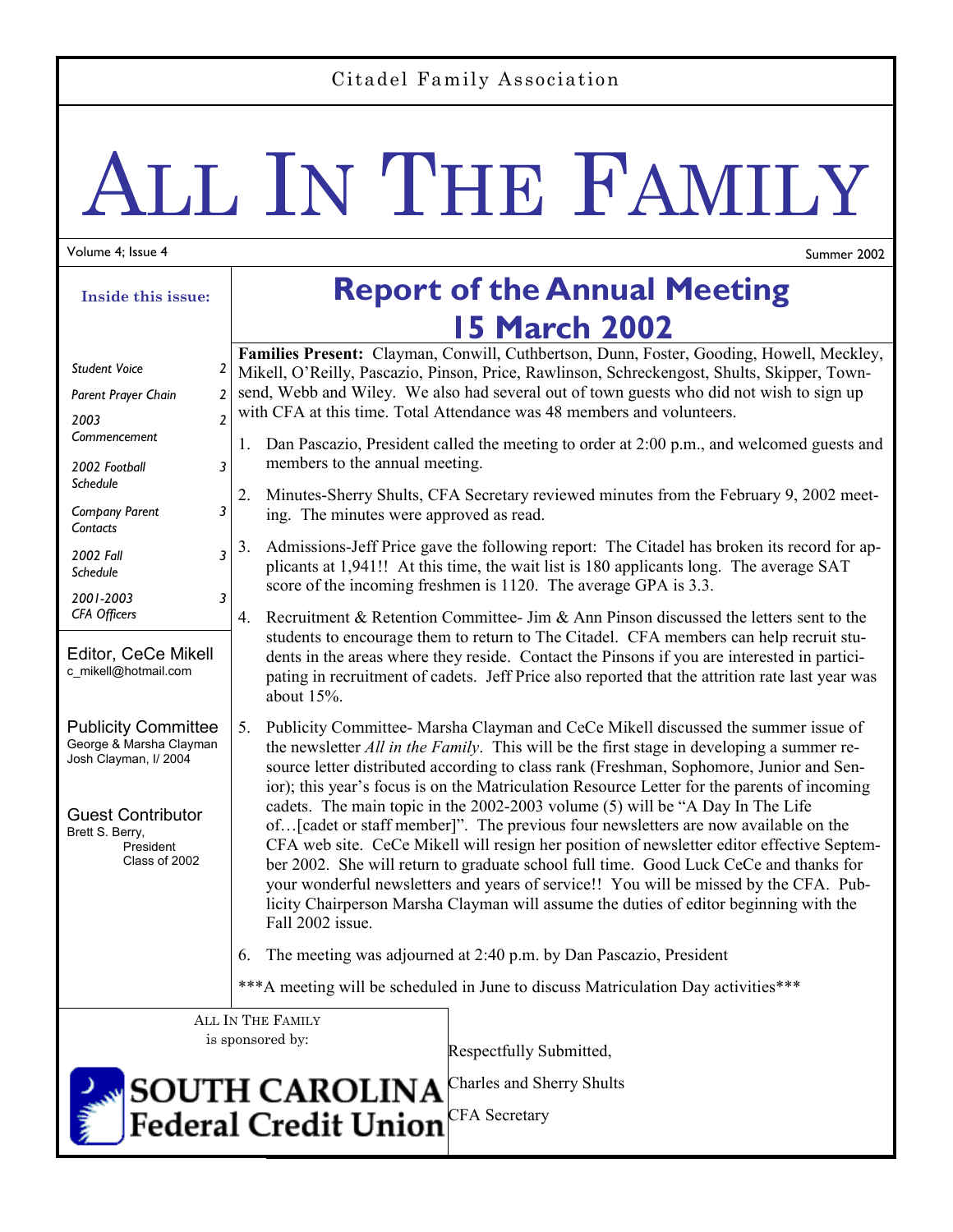Citadel Family Association

# ALL IN THE FAMILY

Volume 4; Issue 4 — Summer 2002

**Inside this issue:**

| | |
|---|---|
| *Student Voice* | *2* |
| *Parent Prayer Chain* | *2* |
| *2003 Commencement* | *2* |
| *2002 Football Schedule* | *3* |
| *Company Parent Contacts* | *3* |
| *2002 Fall Schedule* | *3* |
| *2001-2003 CFA Officers* | *3* |

Editor, CeCe Mikell
c_mikell@hotmail.com

Publicity Committee
George & Marsha Clayman
Josh Clayman, I/ 2004

Guest Contributor
Brett S. Berry,
President
Class of 2002

## Report of the Annual Meeting 15 March 2002

**Families Present:** Clayman, Conwill, Cuthbertson, Dunn, Foster, Gooding, Howell, Meckley, Mikell, O'Reilly, Pascazio, Pinson, Price, Rawlinson, Schreckengost, Shults, Skipper, Townsend, Webb and Wiley. We also had several out of town guests who did not wish to sign up with CFA at this time. Total Attendance was 48 members and volunteers.

1. Dan Pascazio, President called the meeting to order at 2:00 p.m., and welcomed guests and members to the annual meeting.
2. Minutes-Sherry Shults, CFA Secretary reviewed minutes from the February 9, 2002 meeting. The minutes were approved as read.
3. Admissions-Jeff Price gave the following report: The Citadel has broken its record for applicants at 1,941!! At this time, the wait list is 180 applicants long. The average SAT score of the incoming freshmen is 1120. The average GPA is 3.3.
4. Recruitment & Retention Committee- Jim & Ann Pinson discussed the letters sent to the students to encourage them to return to The Citadel. CFA members can help recruit students in the areas where they reside. Contact the Pinsons if you are interested in participating in recruitment of cadets. Jeff Price also reported that the attrition rate last year was about 15%.
5. Publicity Committee- Marsha Clayman and CeCe Mikell discussed the summer issue of the newsletter *All in the Family*. This will be the first stage in developing a summer resource letter distributed according to class rank (Freshman, Sophomore, Junior and Senior); this year's focus is on the Matriculation Resource Letter for the parents of incoming cadets. The main topic in the 2002-2003 volume (5) will be "A Day In The Life of…[cadet or staff member]". The previous four newsletters are now available on the CFA web site. CeCe Mikell will resign her position of newsletter editor effective September 2002. She will return to graduate school full time. Good Luck CeCe and thanks for your wonderful newsletters and years of service!! You will be missed by the CFA. Publicity Chairperson Marsha Clayman will assume the duties of editor beginning with the Fall 2002 issue.
6. The meeting was adjourned at 2:40 p.m. by Dan Pascazio, President

\*\*\*A meeting will be scheduled in June to discuss Matriculation Day activities\*\*\*

Respectfully Submitted,

Charles and Sherry Shults

CFA Secretary

ALL IN THE FAMILY
is sponsored by:

SOUTH CAROLINA
Federal Credit Union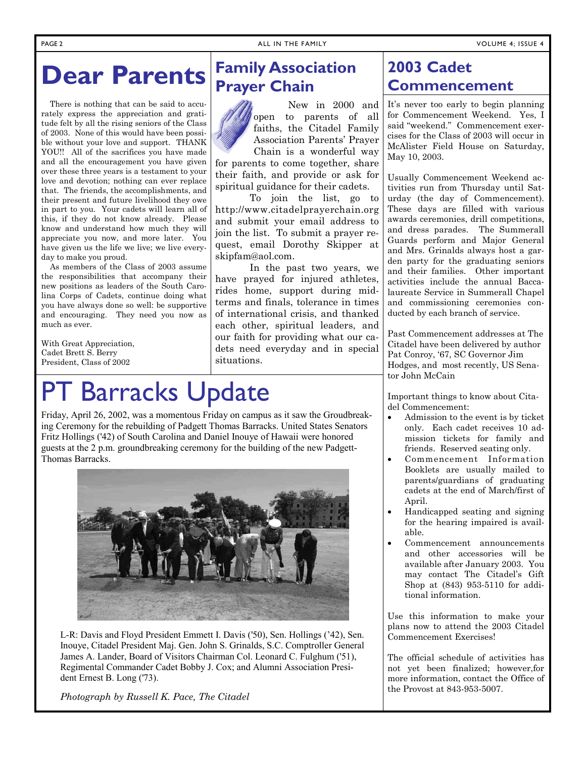# Dear Parents

There is nothing that can be said to accurately express the appreciation and gratitude felt by all the rising seniors of the Class of 2003. None of this would have been possible without your love and support. THANK YOU!! All of the sacrifices you have made and all the encouragement you have given over these three years is a testament to your love and devotion; nothing can ever replace that. The friends, the accomplishments, and their present and future livelihood they owe in part to you. Your cadets will learn all of this, if they do not know already. Please know and understand how much they will appreciate you now, and more later. You have given us the life we live; we live everyday to make you proud.

As members of the Class of 2003 assume the responsibilities that accompany their new positions as leaders of the South Carolina Corps of Cadets, continue doing what you have always done so well: be supportive and encouraging. They need you now as much as ever.

With Great Appreciation,
Cadet Brett S. Berry
President, Class of 2002

# Family Association Prayer Chain

New in 2000 and open to parents of all faiths, the Citadel Family Association Parents' Prayer Chain is a wonderful way for parents to come together, share their faith, and provide or ask for spiritual guidance for their cadets.

To join the list, go to http://www.citadelprayerchain.org and submit your email address to join the list. To submit a prayer request, email Dorothy Skipper at skipfam@aol.com.

In the past two years, we have prayed for injured athletes, rides home, support during midterms and finals, tolerance in times of international crisis, and thanked each other, spiritual leaders, and our faith for providing what our cadets need everyday and in special situations.

# PT Barracks Update

Friday, April 26, 2002, was a momentous Friday on campus as it saw the Groudbreaking Ceremony for the rebuilding of Padgett Thomas Barracks. United States Senators Fritz Hollings ('42) of South Carolina and Daniel Inouye of Hawaii were honored guests at the 2 p.m. groundbreaking ceremony for the building of the new Padgett-Thomas Barracks.

L-R: Davis and Floyd President Emmett I. Davis ('50), Sen. Hollings ('42), Sen. Inouye, Citadel President Maj. Gen. John S. Grinalds, S.C. Comptroller General James A. Lander, Board of Visitors Chairman Col. Leonard C. Fulghum ('51), Regimental Commander Cadet Bobby J. Cox; and Alumni Association President Ernest B. Long ('73).

*Photograph by Russell K. Pace, The Citadel*

# 2003 Cadet Commencement

It's never too early to begin planning for Commencement Weekend. Yes, I said "weekend." Commencement exercises for the Class of 2003 will occur in McAlister Field House on Saturday, May 10, 2003.

Usually Commencement Weekend activities run from Thursday until Saturday (the day of Commencement). These days are filled with various awards ceremonies, drill competitions, and dress parades. The Summerall Guards perform and Major General and Mrs. Grinalds always host a garden party for the graduating seniors and their families. Other important activities include the annual Baccalaureate Service in Summerall Chapel and commissioning ceremonies conducted by each branch of service.

Past Commencement addresses at The Citadel have been delivered by author Pat Conroy, '67, SC Governor Jim Hodges, and most recently, US Senator John McCain

Important things to know about Citadel Commencement:

- Admission to the event is by ticket only. Each cadet receives 10 admission tickets for family and friends. Reserved seating only.
- Commencement Information Booklets are usually mailed to parents/guardians of graduating cadets at the end of March/first of April.
- Handicapped seating and signing for the hearing impaired is available.
- Commencement announcements and other accessories will be available after January 2003. You may contact The Citadel's Gift Shop at (843) 953-5110 for additional information.

Use this information to make your plans now to attend the 2003 Citadel Commencement Exercises!

The official schedule of activities has not yet been finalized; however,for more information, contact the Office of the Provost at 843-953-5007.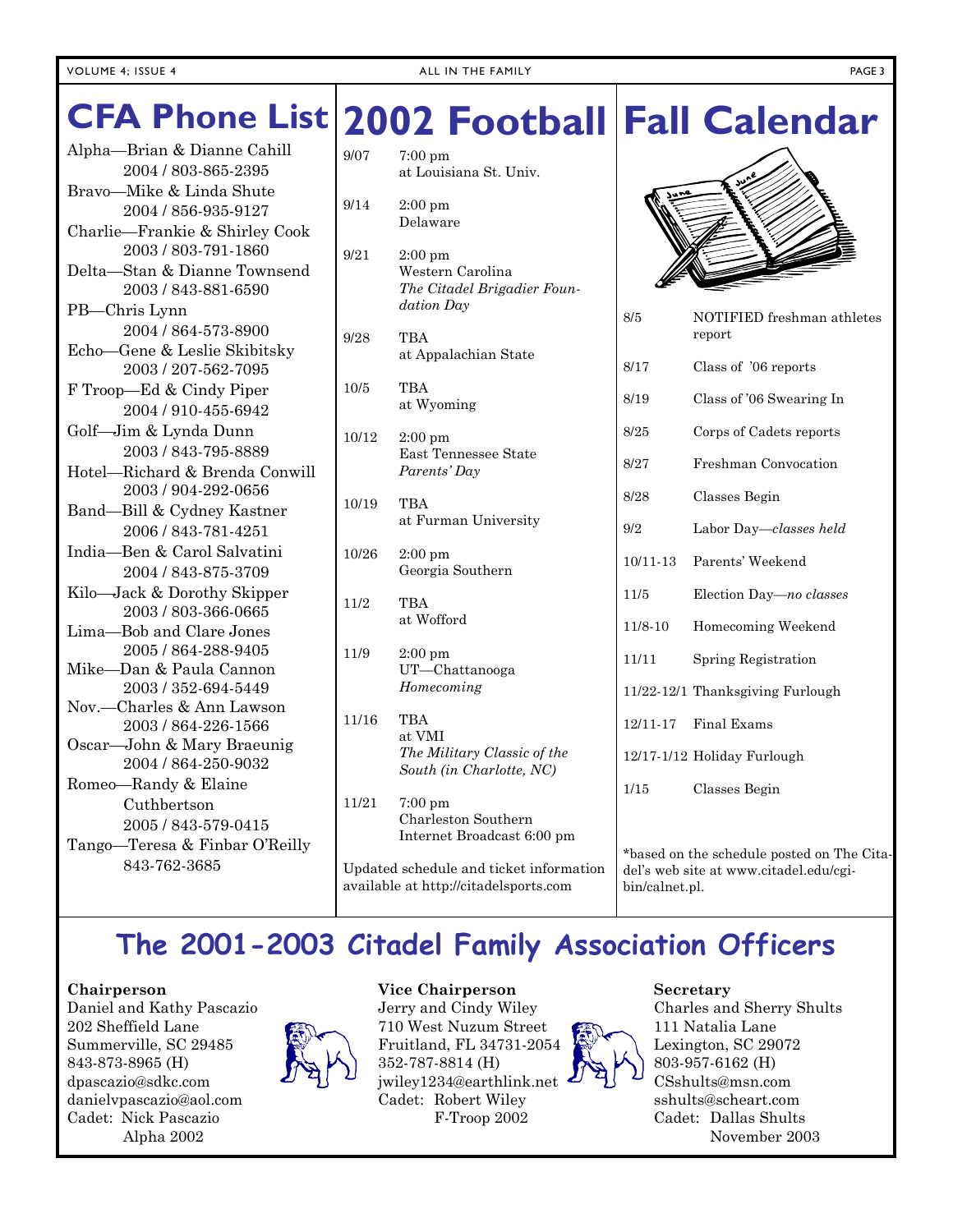# CFA Phone List

Alpha—Brian & Dianne Cahill
2004 / 803-865-2395

Bravo—Mike & Linda Shute
2004 / 856-935-9127

Charlie—Frankie & Shirley Cook
2003 / 803-791-1860

Delta—Stan & Dianne Townsend
2003 / 843-881-6590

PB—Chris Lynn
2004 / 864-573-8900

Echo—Gene & Leslie Skibitsky
2003 / 207-562-7095

F Troop—Ed & Cindy Piper
2004 / 910-455-6942

Golf—Jim & Lynda Dunn
2003 / 843-795-8889

Hotel—Richard & Brenda Conwill
2003 / 904-292-0656

Band—Bill & Cydney Kastner
2006 / 843-781-4251

India—Ben & Carol Salvatini
2004 / 843-875-3709

Kilo—Jack & Dorothy Skipper
2003 / 803-366-0665

Lima—Bob and Clare Jones
2005 / 864-288-9405

Mike—Dan & Paula Cannon
2003 / 352-694-5449

Nov.—Charles & Ann Lawson
2003 / 864-226-1566

Oscar—John & Mary Braeunig
2004 / 864-250-9032

Romeo—Randy & Elaine Cuthbertson
2005 / 843-579-0415

Tango—Teresa & Finbar O'Reilly
843-762-3685

# 2002 Football

| Date | Game |
|---|---|
| 9/07 | 7:00 pm at Louisiana St. Univ. |
| 9/14 | 2:00 pm Delaware |
| 9/21 | 2:00 pm Western Carolina *The Citadel Brigadier Foundation Day* |
| 9/28 | TBA at Appalachian State |
| 10/5 | TBA at Wyoming |
| 10/12 | 2:00 pm East Tennessee State *Parents' Day* |
| 10/19 | TBA at Furman University |
| 10/26 | 2:00 pm Georgia Southern |
| 11/2 | TBA at Wofford |
| 11/9 | 2:00 pm UT—Chattanooga *Homecoming* |
| 11/16 | TBA at VMI *The Military Classic of the South (in Charlotte, NC)* |
| 11/21 | 7:00 pm Charleston Southern Internet Broadcast 6:00 pm |

Updated schedule and ticket information available at http://citadelsports.com

# Fall Calendar

| Date | Event |
|---|---|
| 8/5 | NOTIFIED freshman athletes report |
| 8/17 | Class of '06 reports |
| 8/19 | Class of '06 Swearing In |
| 8/25 | Corps of Cadets reports |
| 8/27 | Freshman Convocation |
| 8/28 | Classes Begin |
| 9/2 | Labor Day—*classes held* |
| 10/11-13 | Parents' Weekend |
| 11/5 | Election Day—*no classes* |
| 11/8-10 | Homecoming Weekend |
| 11/11 | Spring Registration |
| 11/22-12/1 | Thanksgiving Furlough |
| 12/11-17 | Final Exams |
| 12/17-1/12 | Holiday Furlough |
| 1/15 | Classes Begin |

*based on the schedule posted on The Citadel's web site at www.citadel.edu/cgi-bin/calnet.pl.

# The 2001-2003 Citadel Family Association Officers

**Chairperson**
Daniel and Kathy Pascazio
202 Sheffield Lane
Summerville, SC 29485
843-873-8965 (H)
dpascazio@sdkc.com
danielvpascazio@aol.com
Cadet: Nick Pascazio
Alpha 2002

**Vice Chairperson**
Jerry and Cindy Wiley
710 West Nuzum Street
Fruitland, FL 34731-2054
352-787-8814 (H)
jwiley1234@earthlink.net
Cadet: Robert Wiley
F-Troop 2002

**Secretary**
Charles and Sherry Shults
111 Natalia Lane
Lexington, SC 29072
803-957-6162 (H)
CSshults@msn.com
sshults@scheart.com
Cadet: Dallas Shults
November 2003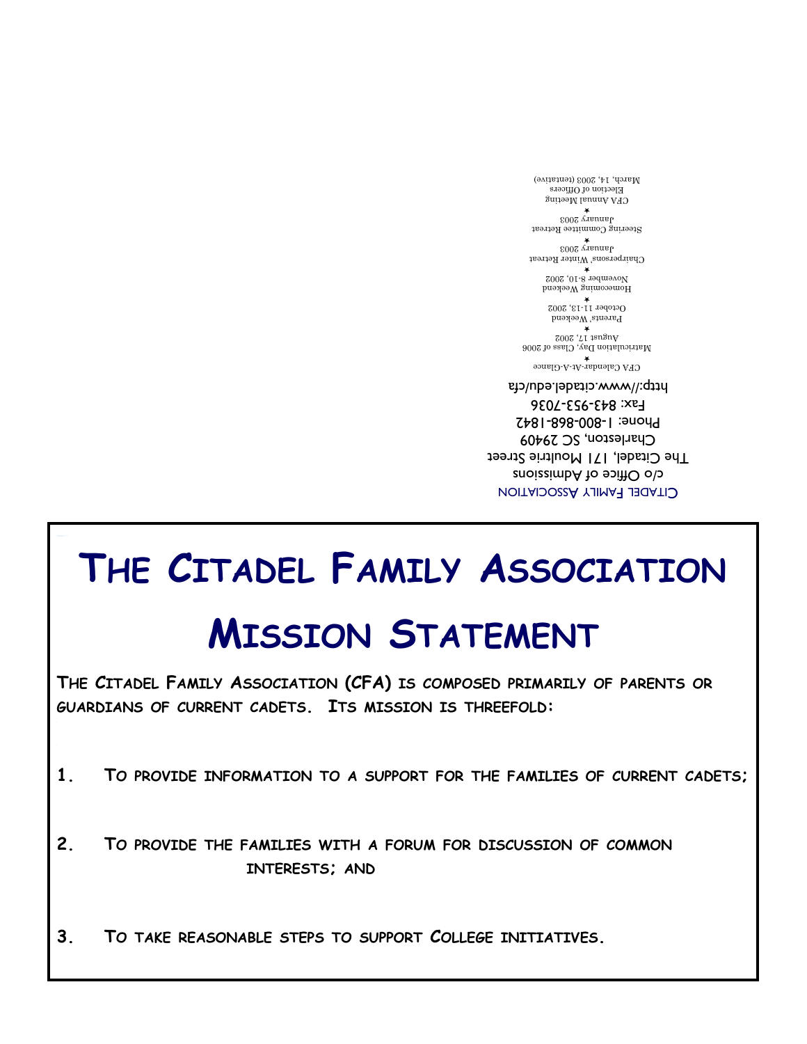Citadel Family Association

c/o Office of Admissions

The Citadel, 171 Moultrie Street

Charleston, SC 29409

Phone: 1-800-868-1842

Fax: 843-953-7036

http://www.citadel.edu/cfa

CFA Calendar-At-A-Glance

*

Matriculation Day, Class of 2006

August 17, 2002

*

Parents' Weekend

October 11-13, 2002

*

Homecoming Weekend

November 8-10, 2002

*

Chairpersons' Winter Retreat

January 2003

*

Steering Committee Retreat

January 2003

*

CFA Annual Meeting

Election of Officers

March, 14, 2003 (tentative)

# The Citadel Family Association Mission Statement

**The Citadel Family Association (CFA) is composed primarily of parents or guardians of current cadets. Its mission is threefold:**

1. **To provide information to a support for the families of current cadets;**

2. **To provide the families with a forum for discussion of common interests; and**

3. **To take reasonable steps to support College initiatives.**